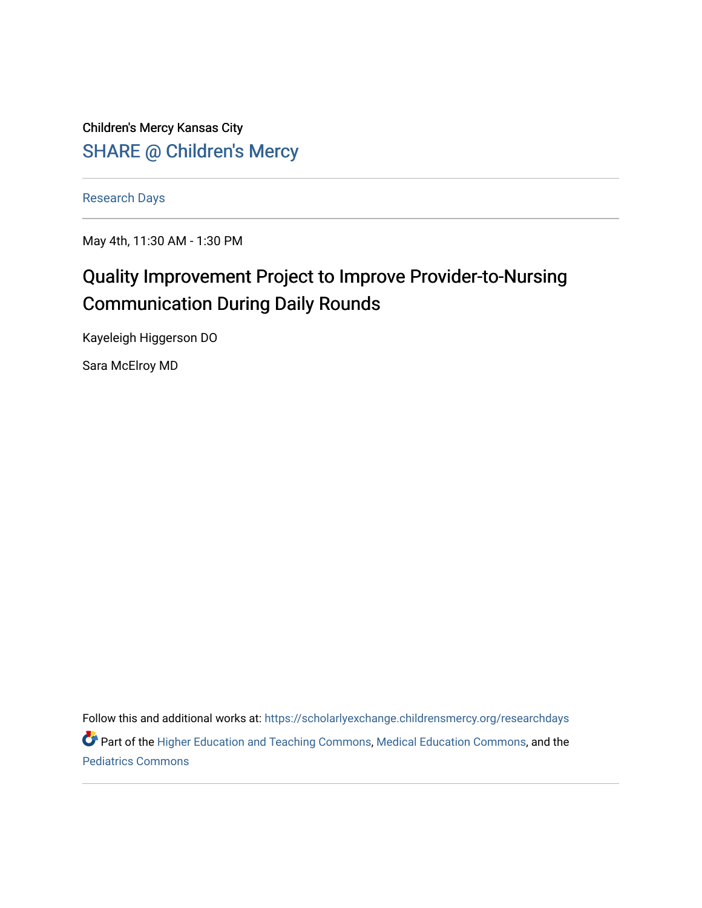Children's Mercy Kansas City

SHARE @ Children's Mercy

Research Days

May 4th, 11:30 AM - 1:30 PM

# Quality Improvement Project to Improve Provider-to-Nursing Communication During Daily Rounds

Kayeleigh Higgerson DO

Sara McElroy MD

Follow this and additional works at: https://scholarlyexchange.childrensmercy.org/researchdays

Part of the Higher Education and Teaching Commons, Medical Education Commons, and the Pediatrics Commons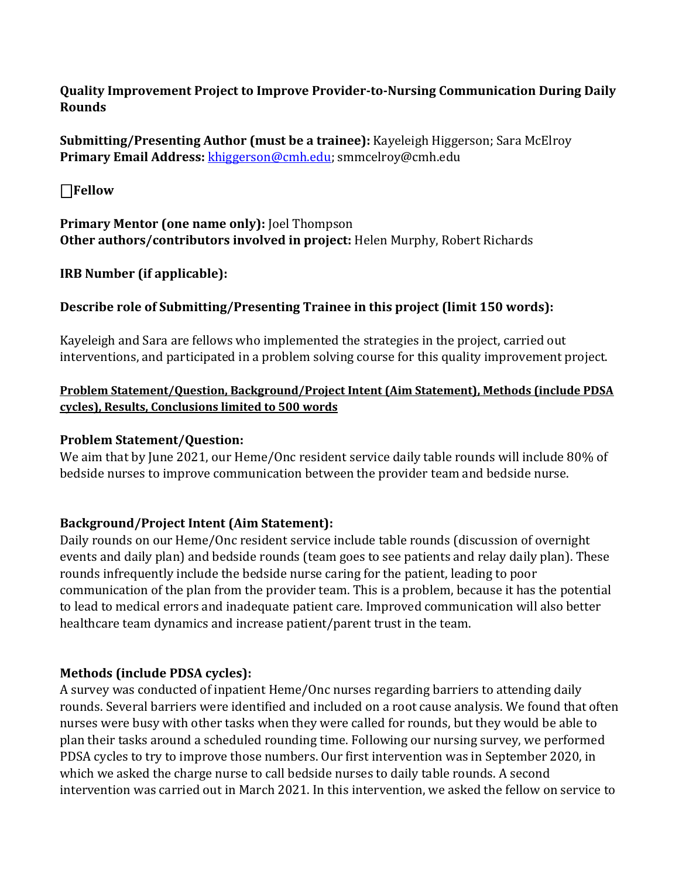**Quality Improvement Project to Improve Provider-to-Nursing Communication During Daily Rounds**

**Submitting/Presenting Author (must be a trainee):** Kayeleigh Higgerson; Sara McElroy
**Primary Email Address:** khiggerson@cmh.edu; smmcelroy@cmh.edu

☐**Fellow**

**Primary Mentor (one name only):** Joel Thompson
**Other authors/contributors involved in project:** Helen Murphy, Robert Richards

**IRB Number (if applicable):**

**Describe role of Submitting/Presenting Trainee in this project (limit 150 words):**

Kayeleigh and Sara are fellows who implemented the strategies in the project, carried out interventions, and participated in a problem solving course for this quality improvement project.

**Problem Statement/Question, Background/Project Intent (Aim Statement), Methods (include PDSA cycles), Results, Conclusions limited to 500 words**

**Problem Statement/Question:**
We aim that by June 2021, our Heme/Onc resident service daily table rounds will include 80% of bedside nurses to improve communication between the provider team and bedside nurse.

**Background/Project Intent (Aim Statement):**
Daily rounds on our Heme/Onc resident service include table rounds (discussion of overnight events and daily plan) and bedside rounds (team goes to see patients and relay daily plan). These rounds infrequently include the bedside nurse caring for the patient, leading to poor communication of the plan from the provider team. This is a problem, because it has the potential to lead to medical errors and inadequate patient care. Improved communication will also better healthcare team dynamics and increase patient/parent trust in the team.

**Methods (include PDSA cycles):**
A survey was conducted of inpatient Heme/Onc nurses regarding barriers to attending daily rounds. Several barriers were identified and included on a root cause analysis. We found that often nurses were busy with other tasks when they were called for rounds, but they would be able to plan their tasks around a scheduled rounding time. Following our nursing survey, we performed PDSA cycles to try to improve those numbers. Our first intervention was in September 2020, in which we asked the charge nurse to call bedside nurses to daily table rounds. A second intervention was carried out in March 2021. In this intervention, we asked the fellow on service to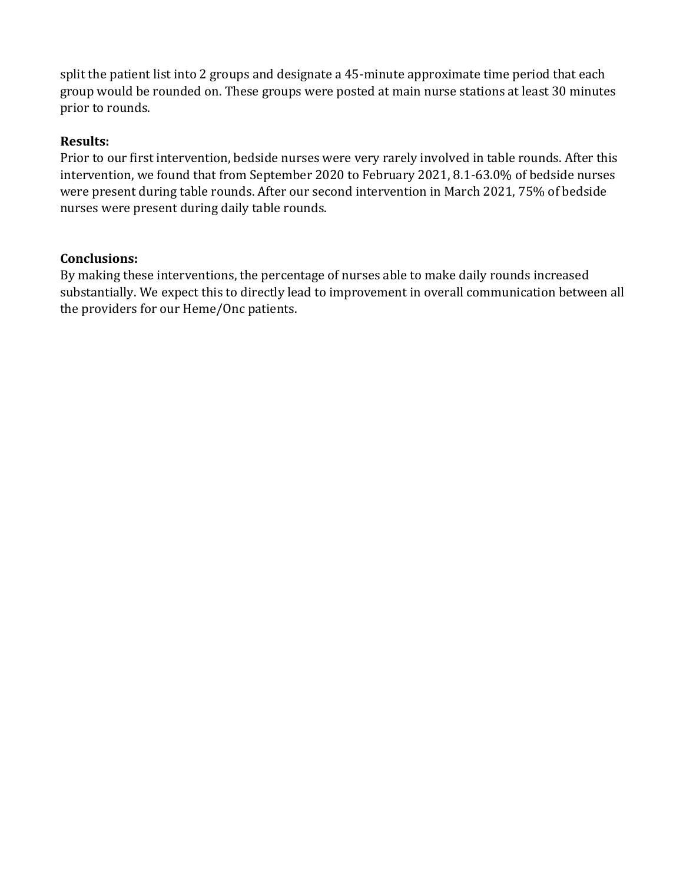split the patient list into 2 groups and designate a 45-minute approximate time period that each group would be rounded on. These groups were posted at main nurse stations at least 30 minutes prior to rounds.

**Results:**
Prior to our first intervention, bedside nurses were very rarely involved in table rounds. After this intervention, we found that from September 2020 to February 2021, 8.1-63.0% of bedside nurses were present during table rounds. After our second intervention in March 2021, 75% of bedside nurses were present during daily table rounds.

**Conclusions:**
By making these interventions, the percentage of nurses able to make daily rounds increased substantially. We expect this to directly lead to improvement in overall communication between all the providers for our Heme/Onc patients.